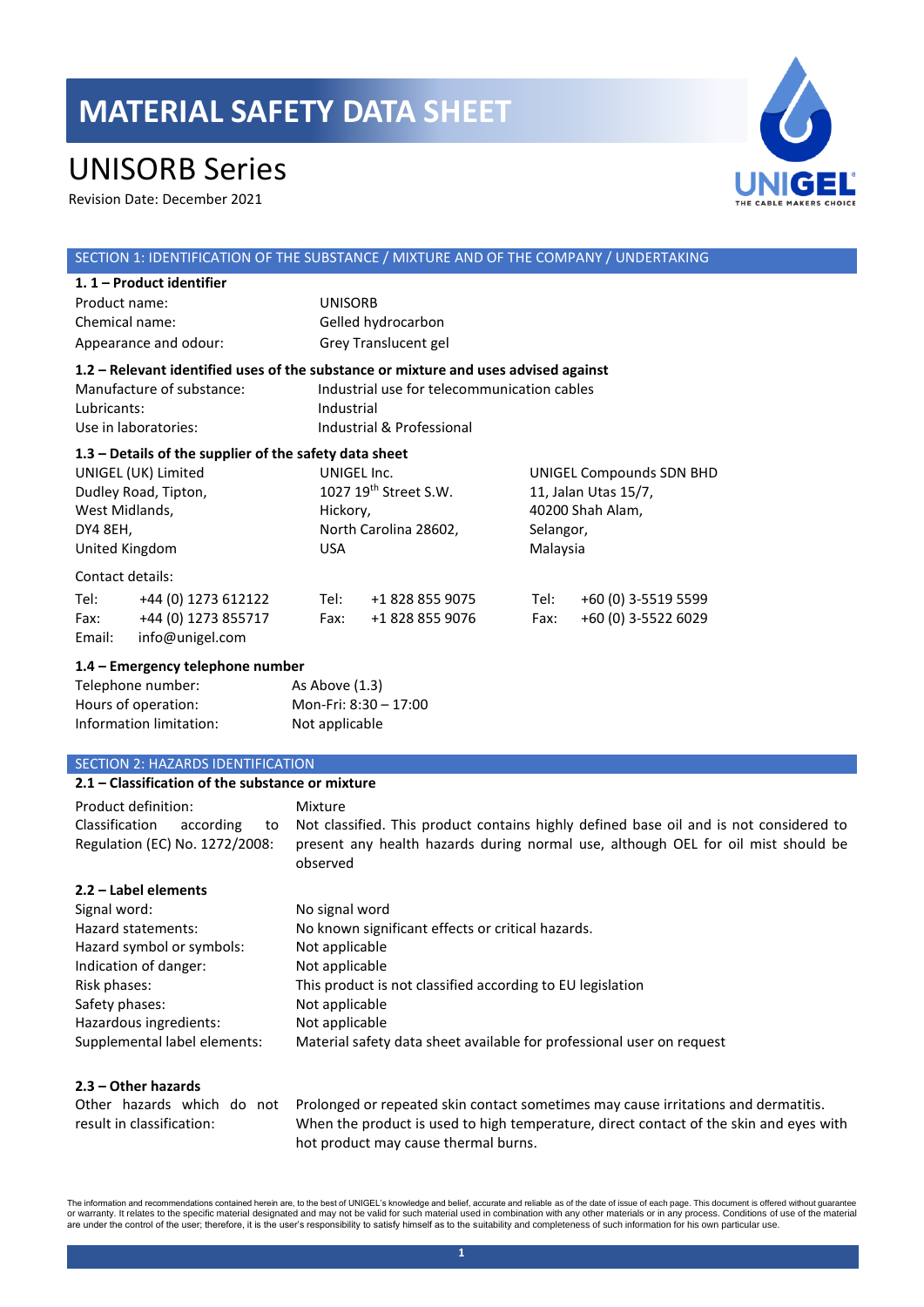# MATERIAL SAFETY DATA SHEET

## UNISORB Series

Revision Date: December 2021

UNIGEL THE CABLE MAKERS CHOICE

## SECTION 1: IDENTIFICATION OF THE SUBSTANCE / MIXTURE AND OF THE COMPANY / UNDERTAKING

### 1. 1 – Product identifier

| | |
|---|---|
| Product name: | UNISORB |
| Chemical name: | Gelled hydrocarbon |
| Appearance and odour: | Grey Translucent gel |

### 1.2 – Relevant identified uses of the substance or mixture and uses advised against

| | |
|---|---|
| Manufacture of substance: | Industrial use for telecommunication cables |
| Lubricants: | Industrial |
| Use in laboratories: | Industrial & Professional |

### 1.3 – Details of the supplier of the safety data sheet

| | | |
|---|---|---|
| UNIGEL (UK) Limited | UNIGEL Inc. | UNIGEL Compounds SDN BHD |
| Dudley Road, Tipton, | 1027 19th Street S.W. | 11, Jalan Utas 15/7, |
| West Midlands, | Hickory, | 40200 Shah Alam, |
| DY4 8EH, | North Carolina 28602, | Selangor, |
| United Kingdom | USA | Malaysia |

Contact details:

| | | | | | |
|---|---|---|---|---|---|
| Tel: | +44 (0) 1273 612122 | Tel: | +1 828 855 9075 | Tel: | +60 (0) 3-5519 5599 |
| Fax: | +44 (0) 1273 855717 | Fax: | +1 828 855 9076 | Fax: | +60 (0) 3-5522 6029 |
| Email: | info@unigel.com | | | | |

### 1.4 – Emergency telephone number

| | |
|---|---|
| Telephone number: | As Above (1.3) |
| Hours of operation: | Mon-Fri: 8:30 – 17:00 |
| Information limitation: | Not applicable |

## SECTION 2: HAZARDS IDENTIFICATION

### 2.1 – Classification of the substance or mixture

| | |
|---|---|
| Product definition: | Mixture |
| Classification according to Regulation (EC) No. 1272/2008: | Not classified. This product contains highly defined base oil and is not considered to present any health hazards during normal use, although OEL for oil mist should be observed |

### 2.2 – Label elements

| | |
|---|---|
| Signal word: | No signal word |
| Hazard statements: | No known significant effects or critical hazards. |
| Hazard symbol or symbols: | Not applicable |
| Indication of danger: | Not applicable |
| Risk phases: | This product is not classified according to EU legislation |
| Safety phases: | Not applicable |
| Hazardous ingredients: | Not applicable |
| Supplemental label elements: | Material safety data sheet available for professional user on request |

### 2.3 – Other hazards

| | |
|---|---|
| Other hazards which do not result in classification: | Prolonged or repeated skin contact sometimes may cause irritations and dermatitis. When the product is used to high temperature, direct contact of the skin and eyes with hot product may cause thermal burns. |

The information and recommendations contained herein are, to the best of UNIGEL's knowledge and belief, accurate and reliable as of the date of issue of each page. This document is offered without guarantee or warranty. It relates to the specific material designated and may not be valid for such material used in combination with any other materials or in any process. Conditions of use of the material are under the control of the user; therefore, it is the user's responsibility to satisfy himself as to the suitability and completeness of such information for his own particular use.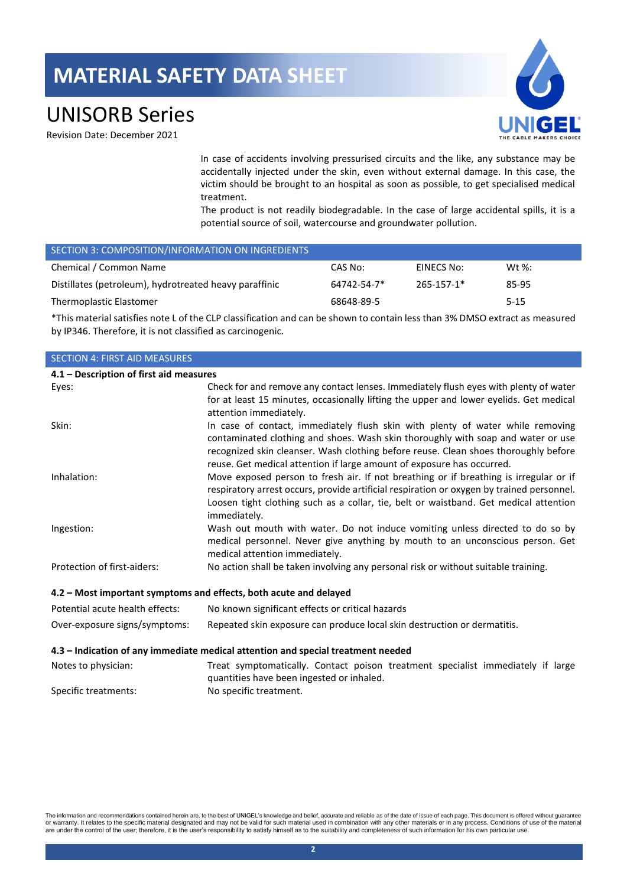In case of accidents involving pressurised circuits and the like, any substance may be accidentally injected under the skin, even without external damage. In this case, the victim should be brought to an hospital as soon as possible, to get specialised medical treatment.

The product is not readily biodegradable. In the case of large accidental spills, it is a potential source of soil, watercourse and groundwater pollution.

## SECTION 3: COMPOSITION/INFORMATION ON INGREDIENTS

| Chemical / Common Name | CAS No: | EINECS No: | Wt %: |
|---|---|---|---|
| Distillates (petroleum), hydrotreated heavy paraffinic | 64742-54-7* | 265-157-1* | 85-95 |
| Thermoplastic Elastomer | 68648-89-5 | | 5-15 |

*This material satisfies note L of the CLP classification and can be shown to contain less than 3% DMSO extract as measured by IP346. Therefore, it is not classified as carcinogenic.

## SECTION 4: FIRST AID MEASURES

### 4.1 – Description of first aid measures

| | |
|---|---|
| Eyes: | Check for and remove any contact lenses. Immediately flush eyes with plenty of water for at least 15 minutes, occasionally lifting the upper and lower eyelids. Get medical attention immediately. |
| Skin: | In case of contact, immediately flush skin with plenty of water while removing contaminated clothing and shoes. Wash skin thoroughly with soap and water or use recognized skin cleanser. Wash clothing before reuse. Clean shoes thoroughly before reuse. Get medical attention if large amount of exposure has occurred. |
| Inhalation: | Move exposed person to fresh air. If not breathing or if breathing is irregular or if respiratory arrest occurs, provide artificial respiration or oxygen by trained personnel. Loosen tight clothing such as a collar, tie, belt or waistband. Get medical attention immediately. |
| Ingestion: | Wash out mouth with water. Do not induce vomiting unless directed to do so by medical personnel. Never give anything by mouth to an unconscious person. Get medical attention immediately. |
| Protection of first-aiders: | No action shall be taken involving any personal risk or without suitable training. |

### 4.2 – Most important symptoms and effects, both acute and delayed

| | |
|---|---|
| Potential acute health effects: | No known significant effects or critical hazards |
| Over-exposure signs/symptoms: | Repeated skin exposure can produce local skin destruction or dermatitis. |

### 4.3 – Indication of any immediate medical attention and special treatment needed

| | |
|---|---|
| Notes to physician: | Treat symptomatically. Contact poison treatment specialist immediately if large quantities have been ingested or inhaled. |
| Specific treatments: | No specific treatment. |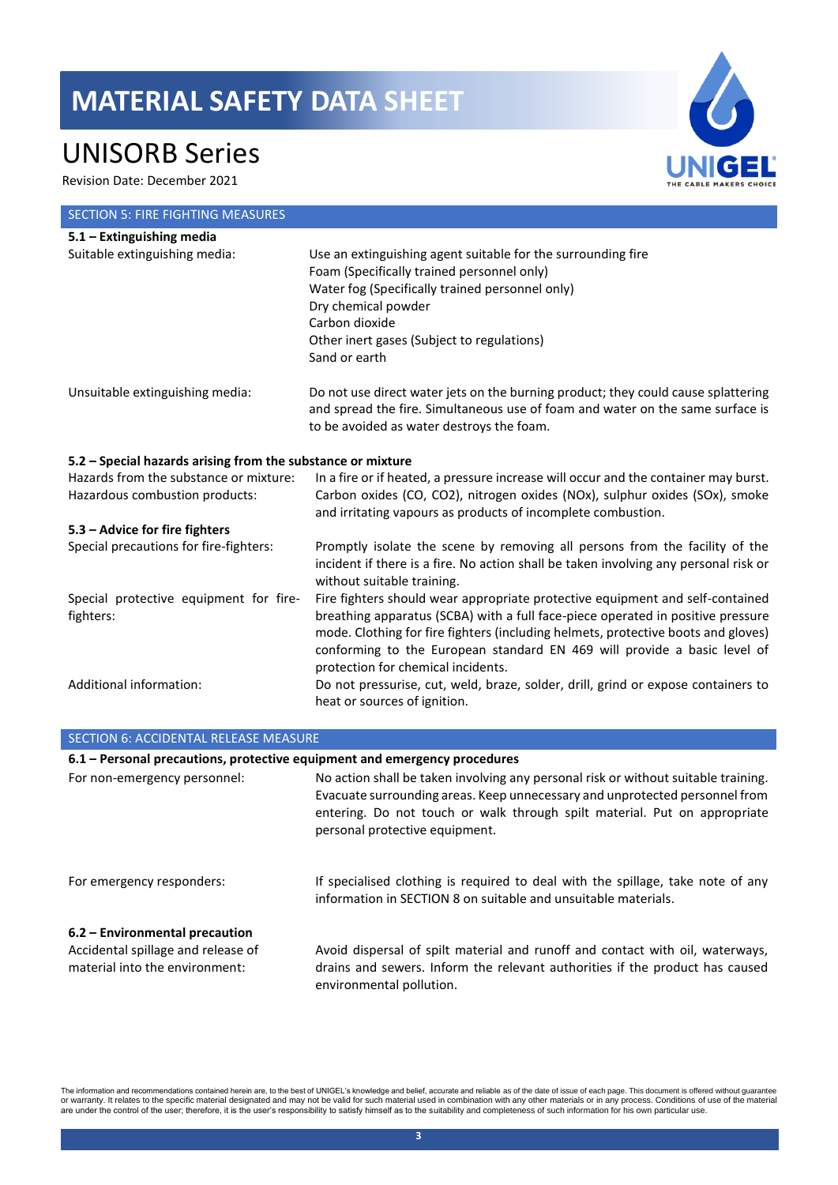## SECTION 5: FIRE FIGHTING MEASURES

### 5.1 – Extinguishing media

| | |
|---|---|
| Suitable extinguishing media: | Use an extinguishing agent suitable for the surrounding fire<br>Foam (Specifically trained personnel only)<br>Water fog (Specifically trained personnel only)<br>Dry chemical powder<br>Carbon dioxide<br>Other inert gases (Subject to regulations)<br>Sand or earth |
| Unsuitable extinguishing media: | Do not use direct water jets on the burning product; they could cause splattering and spread the fire. Simultaneous use of foam and water on the same surface is to be avoided as water destroys the foam. |

### 5.2 – Special hazards arising from the substance or mixture

| | |
|---|---|
| Hazards from the substance or mixture: | In a fire or if heated, a pressure increase will occur and the container may burst. |
| Hazardous combustion products: | Carbon oxides (CO, $CO_2$), nitrogen oxides ($NO_x$), sulphur oxides ($SO_x$), smoke and irritating vapours as products of incomplete combustion. |

### 5.3 – Advice for fire fighters

| | |
|---|---|
| Special precautions for fire-fighters: | Promptly isolate the scene by removing all persons from the facility of the incident if there is a fire. No action shall be taken involving any personal risk or without suitable training. |
| Special protective equipment for fire-fighters: | Fire fighters should wear appropriate protective equipment and self-contained breathing apparatus (SCBA) with a full face-piece operated in positive pressure mode. Clothing for fire fighters (including helmets, protective boots and gloves) conforming to the European standard EN 469 will provide a basic level of protection for chemical incidents. |
| Additional information: | Do not pressurise, cut, weld, braze, solder, drill, grind or expose containers to heat or sources of ignition. |

## SECTION 6: ACCIDENTAL RELEASE MEASURE

### 6.1 – Personal precautions, protective equipment and emergency procedures

| | |
|---|---|
| For non-emergency personnel: | No action shall be taken involving any personal risk or without suitable training. Evacuate surrounding areas. Keep unnecessary and unprotected personnel from entering. Do not touch or walk through spilt material. Put on appropriate personal protective equipment. |
| For emergency responders: | If specialised clothing is required to deal with the spillage, take note of any information in SECTION 8 on suitable and unsuitable materials. |

### 6.2 – Environmental precaution

| | |
|---|---|
| Accidental spillage and release of material into the environment: | Avoid dispersal of spilt material and runoff and contact with oil, waterways, drains and sewers. Inform the relevant authorities if the product has caused environmental pollution. |

The information and recommendations contained herein are, to the best of UNIGEL's knowledge and belief, accurate and reliable as of the date of issue of each page. This document is offered without guarantee or warranty. It relates to the specific material designated and may not be valid for such material used in combination with any other materials or in any process. Conditions of use of the material are under the control of the user; therefore, it is the user's responsibility to satisfy himself as to the suitability and completeness of such information for his own particular use.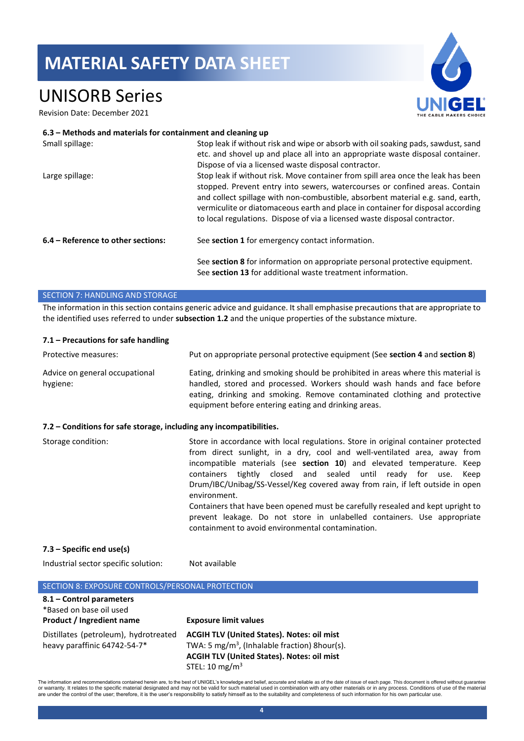#### 6.3 – Methods and materials for containment and cleaning up

| | |
|---|---|
| Small spillage: | Stop leak if without risk and wipe or absorb with oil soaking pads, sawdust, sand etc. and shovel up and place all into an appropriate waste disposal container. Dispose of via a licensed waste disposal contractor. |
| Large spillage: | Stop leak if without risk. Move container from spill area once the leak has been stopped. Prevent entry into sewers, watercourses or confined areas. Contain and collect spillage with non-combustible, absorbent material e.g. sand, earth, vermiculite or diatomaceous earth and place in container for disposal according to local regulations. Dispose of via a licensed waste disposal contractor. |

**6.4 – Reference to other sections:** See **section 1** for emergency contact information.

See **section 8** for information on appropriate personal protective equipment.
See **section 13** for additional waste treatment information.

## SECTION 7: HANDLING AND STORAGE

The information in this section contains generic advice and guidance. It shall emphasise precautions that are appropriate to the identified uses referred to under **subsection 1.2** and the unique properties of the substance mixture.

#### 7.1 – Precautions for safe handling

| | |
|---|---|
| Protective measures: | Put on appropriate personal protective equipment (See **section 4** and **section 8**) |
| Advice on general occupational hygiene: | Eating, drinking and smoking should be prohibited in areas where this material is handled, stored and processed. Workers should wash hands and face before eating, drinking and smoking. Remove contaminated clothing and protective equipment before entering eating and drinking areas. |

#### 7.2 – Conditions for safe storage, including any incompatibilities.

| | |
|---|---|
| Storage condition: | Store in accordance with local regulations. Store in original container protected from direct sunlight, in a dry, cool and well-ventilated area, away from incompatible materials (see **section 10**) and elevated temperature. Keep containers tightly closed and sealed until ready for use. Keep Drum/IBC/Unibag/SS-Vessel/Keg covered away from rain, if left outside in open environment.<br>Containers that have been opened must be carefully resealed and kept upright to prevent leakage. Do not store in unlabelled containers. Use appropriate containment to avoid environmental contamination. |

#### 7.3 – Specific end use(s)

| | |
|---|---|
| Industrial sector specific solution: | Not available |

## SECTION 8: EXPOSURE CONTROLS/PERSONAL PROTECTION

#### 8.1 – Control parameters

*Based on base oil used

| Product / Ingredient name | Exposure limit values |
|---|---|
| Distillates (petroleum), hydrotreated heavy paraffinic 64742-54-7* | **ACGIH TLV (United States). Notes: oil mist**<br>TWA: 5 mg/m$^3$, (Inhalable fraction) 8hour(s).<br>**ACGIH TLV (United States). Notes: oil mist**<br>STEL: 10 mg/m$^3$ |

The information and recommendations contained herein are, to the best of UNIGEL's knowledge and belief, accurate and reliable as of the date of issue of each page. This document is offered without guarantee or warranty. It relates to the specific material designated and may not be valid for such material used in combination with any other materials or in any process. Conditions of use of the material are under the control of the user; therefore, it is the user's responsibility to satisfy himself as to the suitability and completeness of such information for his own particular use.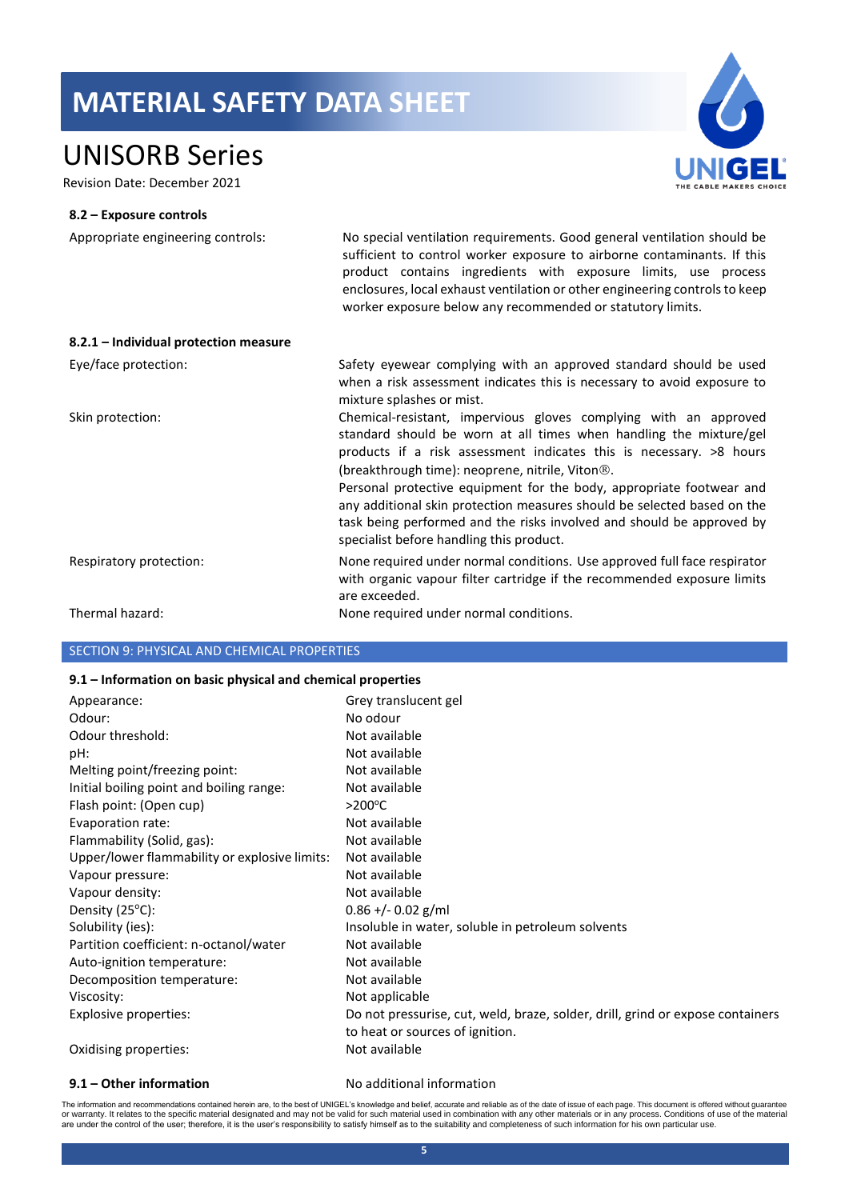#### 8.2 – Exposure controls

| | |
|---|---|
| Appropriate engineering controls: | No special ventilation requirements. Good general ventilation should be sufficient to control worker exposure to airborne contaminants. If this product contains ingredients with exposure limits, use process enclosures, local exhaust ventilation or other engineering controls to keep worker exposure below any recommended or statutory limits. |

#### 8.2.1 – Individual protection measure

| | |
|---|---|
| Eye/face protection: | Safety eyewear complying with an approved standard should be used when a risk assessment indicates this is necessary to avoid exposure to mixture splashes or mist. |
| Skin protection: | Chemical-resistant, impervious gloves complying with an approved standard should be worn at all times when handling the mixture/gel products if a risk assessment indicates this is necessary. >8 hours (breakthrough time): neoprene, nitrile, Viton®. Personal protective equipment for the body, appropriate footwear and any additional skin protection measures should be selected based on the task being performed and the risks involved and should be approved by specialist before handling this product. |
| Respiratory protection: | None required under normal conditions. Use approved full face respirator with organic vapour filter cartridge if the recommended exposure limits are exceeded. |
| Thermal hazard: | None required under normal conditions. |

## SECTION 9: PHYSICAL AND CHEMICAL PROPERTIES

#### 9.1 – Information on basic physical and chemical properties

| | |
|---|---|
| Appearance: | Grey translucent gel |
| Odour: | No odour |
| Odour threshold: | Not available |
| pH: | Not available |
| Melting point/freezing point: | Not available |
| Initial boiling point and boiling range: | Not available |
| Flash point: (Open cup) | >200°C |
| Evaporation rate: | Not available |
| Flammability (Solid, gas): | Not available |
| Upper/lower flammability or explosive limits: | Not available |
| Vapour pressure: | Not available |
| Vapour density: | Not available |
| Density (25°C): | 0.86 +/- 0.02 g/ml |
| Solubility (ies): | Insoluble in water, soluble in petroleum solvents |
| Partition coefficient: n-octanol/water | Not available |
| Auto-ignition temperature: | Not available |
| Decomposition temperature: | Not available |
| Viscosity: | Not applicable |
| Explosive properties: | Do not pressurise, cut, weld, braze, solder, drill, grind or expose containers to heat or sources of ignition. |
| Oxidising properties: | Not available |

**9.1 – Other information** No additional information

The information and recommendations contained herein are, to the best of UNIGEL's knowledge and belief, accurate and reliable as of the date of issue of each page. This document is offered without guarantee or warranty. It relates to the specific material designated and may not be valid for such material used in combination with any other materials or in any process. Conditions of use of the material are under the control of the user; therefore, it is the user's responsibility to satisfy himself as to the suitability and completeness of such information for his own particular use.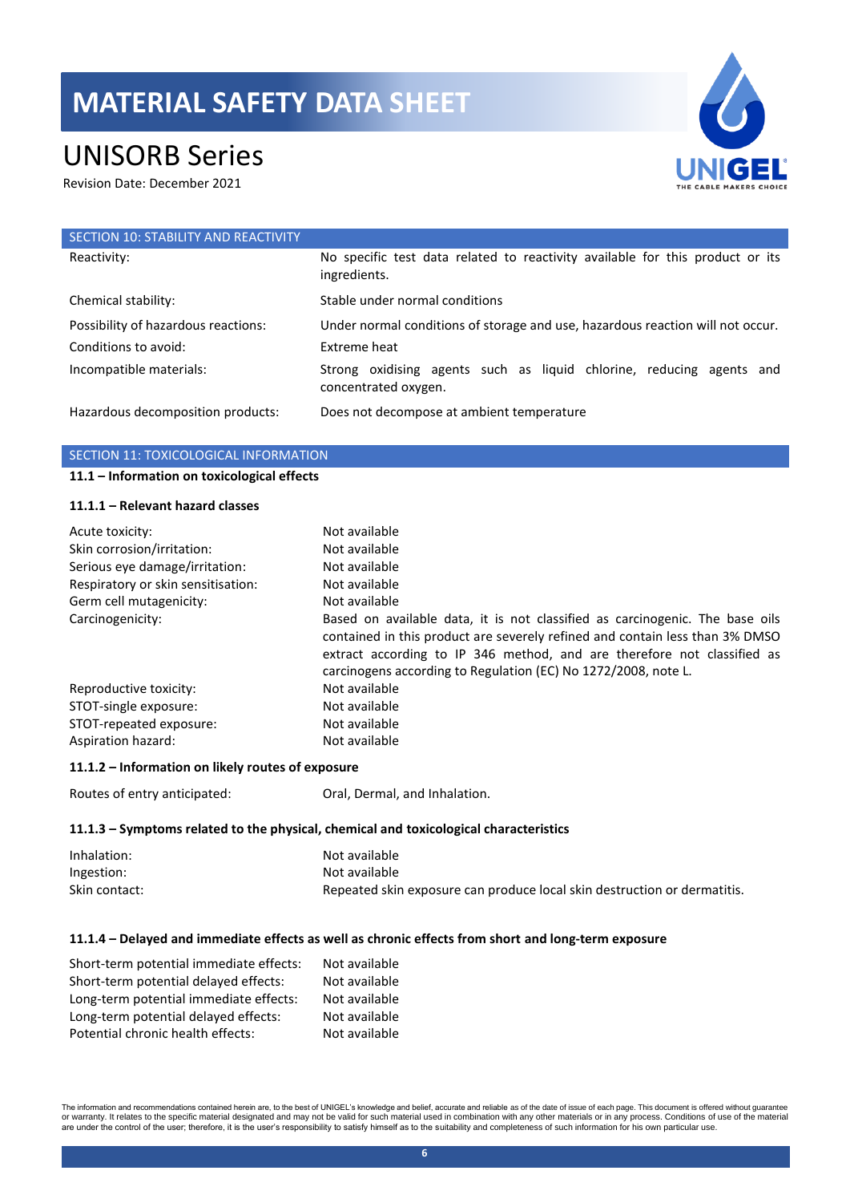# MATERIAL SAFETY DATA SHEET

## UNISORB Series

Revision Date: December 2021

## SECTION 10: STABILITY AND REACTIVITY

| | |
|---|---|
| Reactivity: | No specific test data related to reactivity available for this product or its ingredients. |
| Chemical stability: | Stable under normal conditions |
| Possibility of hazardous reactions: | Under normal conditions of storage and use, hazardous reaction will not occur. |
| Conditions to avoid: | Extreme heat |
| Incompatible materials: | Strong oxidising agents such as liquid chlorine, reducing agents and concentrated oxygen. |
| Hazardous decomposition products: | Does not decompose at ambient temperature |

## SECTION 11: TOXICOLOGICAL INFORMATION

### 11.1 – Information on toxicological effects

#### 11.1.1 – Relevant hazard classes

| | |
|---|---|
| Acute toxicity: | Not available |
| Skin corrosion/irritation: | Not available |
| Serious eye damage/irritation: | Not available |
| Respiratory or skin sensitisation: | Not available |
| Germ cell mutagenicity: | Not available |
| Carcinogenicity: | Based on available data, it is not classified as carcinogenic. The base oils contained in this product are severely refined and contain less than 3% DMSO extract according to IP 346 method, and are therefore not classified as carcinogens according to Regulation (EC) No 1272/2008, note L. |
| Reproductive toxicity: | Not available |
| STOT-single exposure: | Not available |
| STOT-repeated exposure: | Not available |
| Aspiration hazard: | Not available |

#### 11.1.2 – Information on likely routes of exposure

| | |
|---|---|
| Routes of entry anticipated: | Oral, Dermal, and Inhalation. |

#### 11.1.3 – Symptoms related to the physical, chemical and toxicological characteristics

| | |
|---|---|
| Inhalation: | Not available |
| Ingestion: | Not available |
| Skin contact: | Repeated skin exposure can produce local skin destruction or dermatitis. |

#### 11.1.4 – Delayed and immediate effects as well as chronic effects from short and long-term exposure

| | |
|---|---|
| Short-term potential immediate effects: | Not available |
| Short-term potential delayed effects: | Not available |
| Long-term potential immediate effects: | Not available |
| Long-term potential delayed effects: | Not available |
| Potential chronic health effects: | Not available |

The information and recommendations contained herein are, to the best of UNIGEL's knowledge and belief, accurate and reliable as of the date of issue of each page. This document is offered without guarantee or warranty. It relates to the specific material designated and may not be valid for such material used in combination with any other materials or in any process. Conditions of use of the material are under the control of the user; therefore, it is the user's responsibility to satisfy himself as to the suitability and completeness of such information for his own particular use.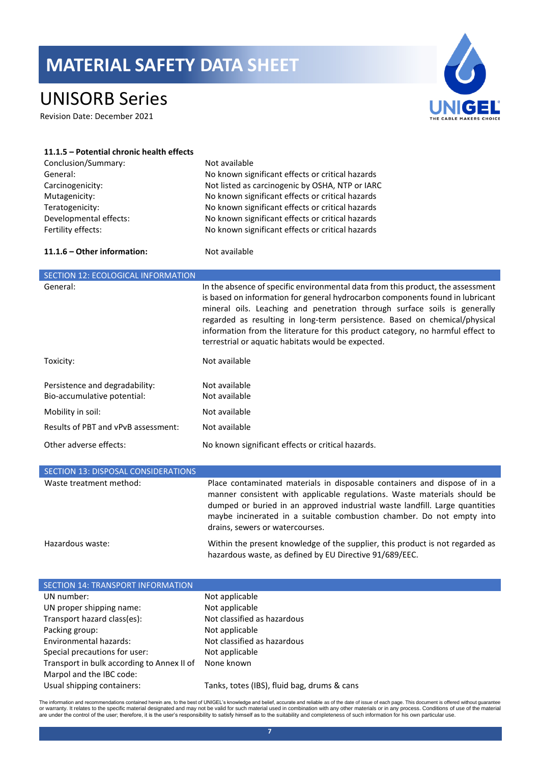**11.1.5 – Potential chronic health effects**

| | |
|---|---|
| Conclusion/Summary: | Not available |
| General: | No known significant effects or critical hazards |
| Carcinogenicity: | Not listed as carcinogenic by OSHA, NTP or IARC |
| Mutagenicity: | No known significant effects or critical hazards |
| Teratogenicity: | No known significant effects or critical hazards |
| Developmental effects: | No known significant effects or critical hazards |
| Fertility effects: | No known significant effects or critical hazards |

**11.1.6 – Other information:** Not available

## SECTION 12: ECOLOGICAL INFORMATION

| | |
|---|---|
| General: | In the absence of specific environmental data from this product, the assessment is based on information for general hydrocarbon components found in lubricant mineral oils. Leaching and penetration through surface soils is generally regarded as resulting in long-term persistence. Based on chemical/physical information from the literature for this product category, no harmful effect to terrestrial or aquatic habitats would be expected. |
| Toxicity: | Not available |
| Persistence and degradability: | Not available |
| Bio-accumulative potential: | Not available |
| Mobility in soil: | Not available |
| Results of PBT and vPvB assessment: | Not available |
| Other adverse effects: | No known significant effects or critical hazards. |

## SECTION 13: DISPOSAL CONSIDERATIONS

| | |
|---|---|
| Waste treatment method: | Place contaminated materials in disposable containers and dispose of in a manner consistent with applicable regulations. Waste materials should be dumped or buried in an approved industrial waste landfill. Large quantities maybe incinerated in a suitable combustion chamber. Do not empty into drains, sewers or watercourses. |
| Hazardous waste: | Within the present knowledge of the supplier, this product is not regarded as hazardous waste, as defined by EU Directive 91/689/EEC. |

## SECTION 14: TRANSPORT INFORMATION

| | |
|---|---|
| UN number: | Not applicable |
| UN proper shipping name: | Not applicable |
| Transport hazard class(es): | Not classified as hazardous |
| Packing group: | Not applicable |
| Environmental hazards: | Not classified as hazardous |
| Special precautions for user: | Not applicable |
| Transport in bulk according to Annex II of Marpol and the IBC code: | None known |
| Usual shipping containers: | Tanks, totes (IBS), fluid bag, drums & cans |

The information and recommendations contained herein are, to the best of UNIGEL's knowledge and belief, accurate and reliable as of the date of issue of each page. This document is offered without guarantee or warranty. It relates to the specific material designated and may not be valid for such material used in combination with any other materials or in any process. Conditions of use of the material are under the control of the user; therefore, it is the user's responsibility to satisfy himself as to the suitability and completeness of such information for his own particular use.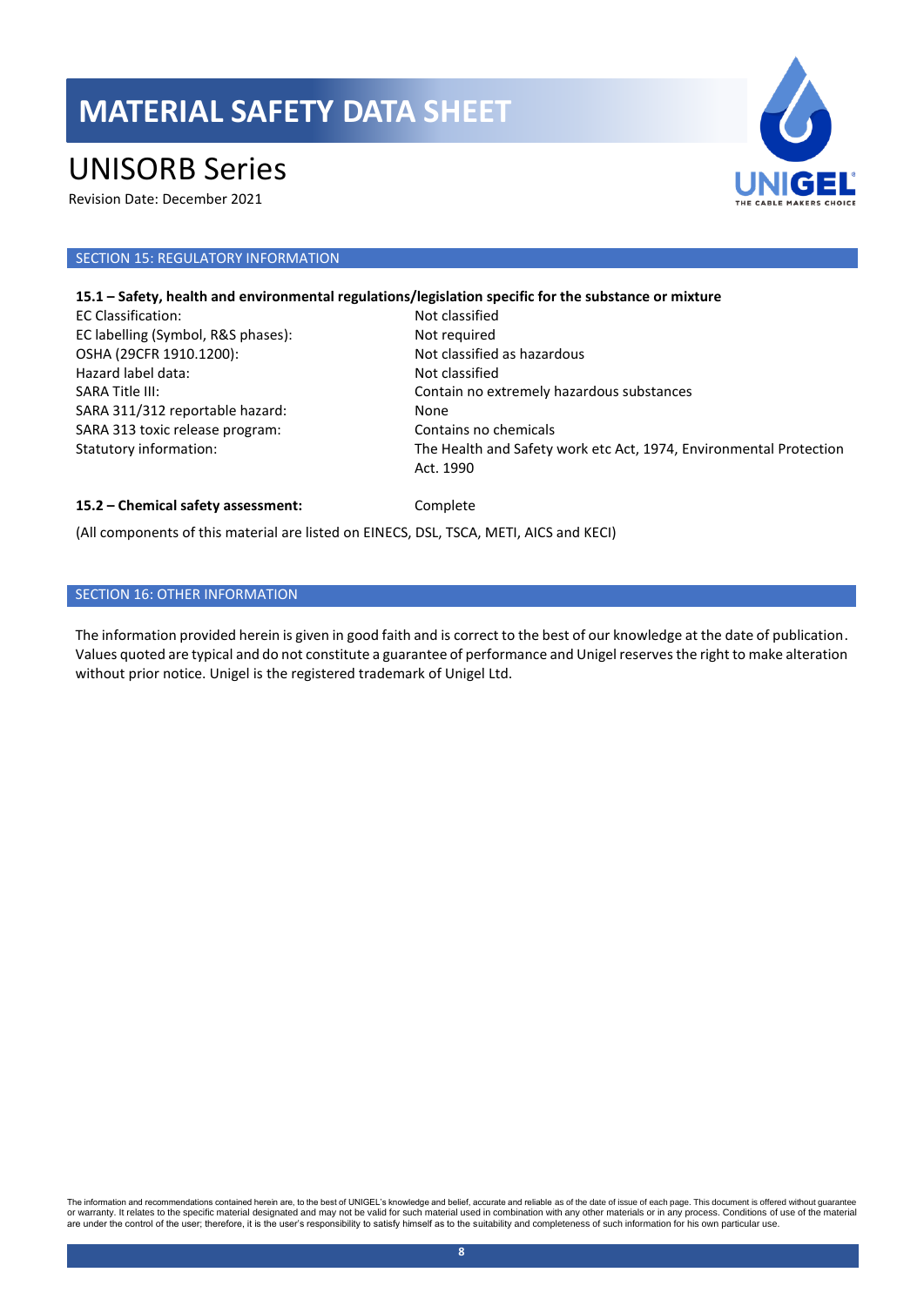## SECTION 15: REGULATORY INFORMATION

**15.1 – Safety, health and environmental regulations/legislation specific for the substance or mixture**

| | |
|---|---|
| EC Classification: | Not classified |
| EC labelling (Symbol, R&S phases): | Not required |
| OSHA (29CFR 1910.1200): | Not classified as hazardous |
| Hazard label data: | Not classified |
| SARA Title III: | Contain no extremely hazardous substances |
| SARA 311/312 reportable hazard: | None |
| SARA 313 toxic release program: | Contains no chemicals |
| Statutory information: | The Health and Safety work etc Act, 1974, Environmental Protection Act. 1990 |

**15.2 – Chemical safety assessment:** Complete

(All components of this material are listed on EINECS, DSL, TSCA, METI, AICS and KECI)

## SECTION 16: OTHER INFORMATION

The information provided herein is given in good faith and is correct to the best of our knowledge at the date of publication. Values quoted are typical and do not constitute a guarantee of performance and Unigel reserves the right to make alteration without prior notice. Unigel is the registered trademark of Unigel Ltd.

The information and recommendations contained herein are, to the best of UNIGEL's knowledge and belief, accurate and reliable as of the date of issue of each page. This document is offered without guarantee or warranty. It relates to the specific material designated and may not be valid for such material used in combination with any other materials or in any process. Conditions of use of the material are under the control of the user; therefore, it is the user's responsibility to satisfy himself as to the suitability and completeness of such information for his own particular use.